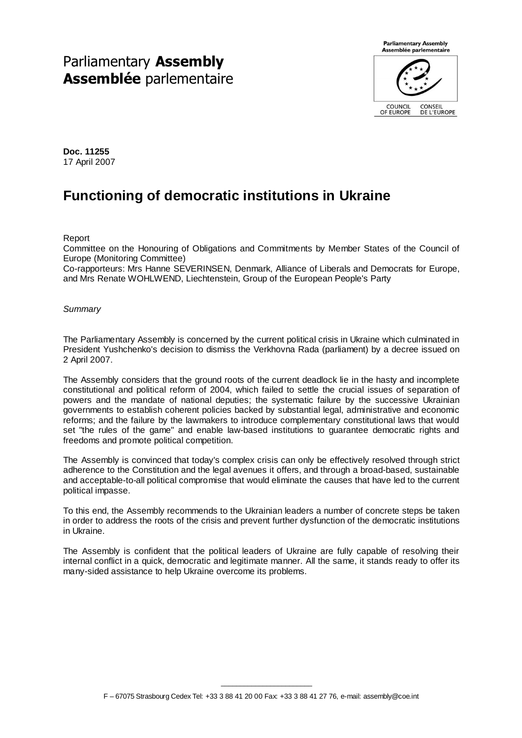Parliamentary **Assembly**
**Assemblée** parlementaire

**Doc. 11255**
17 April 2007

# Functioning of democratic institutions in Ukraine

Report
Committee on the Honouring of Obligations and Commitments by Member States of the Council of Europe (Monitoring Committee)
Co-rapporteurs: Mrs Hanne SEVERINSEN, Denmark, Alliance of Liberals and Democrats for Europe, and Mrs Renate WOHLWEND, Liechtenstein, Group of the European People's Party

*Summary*

The Parliamentary Assembly is concerned by the current political crisis in Ukraine which culminated in President Yushchenko's decision to dismiss the Verkhovna Rada (parliament) by a decree issued on 2 April 2007.

The Assembly considers that the ground roots of the current deadlock lie in the hasty and incomplete constitutional and political reform of 2004, which failed to settle the crucial issues of separation of powers and the mandate of national deputies; the systematic failure by the successive Ukrainian governments to establish coherent policies backed by substantial legal, administrative and economic reforms; and the failure by the lawmakers to introduce complementary constitutional laws that would set "the rules of the game" and enable law-based institutions to guarantee democratic rights and freedoms and promote political competition.

The Assembly is convinced that today's complex crisis can only be effectively resolved through strict adherence to the Constitution and the legal avenues it offers, and through a broad-based, sustainable and acceptable-to-all political compromise that would eliminate the causes that have led to the current political impasse.

To this end, the Assembly recommends to the Ukrainian leaders a number of concrete steps be taken in order to address the roots of the crisis and prevent further dysfunction of the democratic institutions in Ukraine.

The Assembly is confident that the political leaders of Ukraine are fully capable of resolving their internal conflict in a quick, democratic and legitimate manner. All the same, it stands ready to offer its many-sided assistance to help Ukraine overcome its problems.

F – 67075 Strasbourg Cedex Tel: +33 3 88 41 20 00 Fax: +33 3 88 41 27 76, e-mail: assembly@coe.int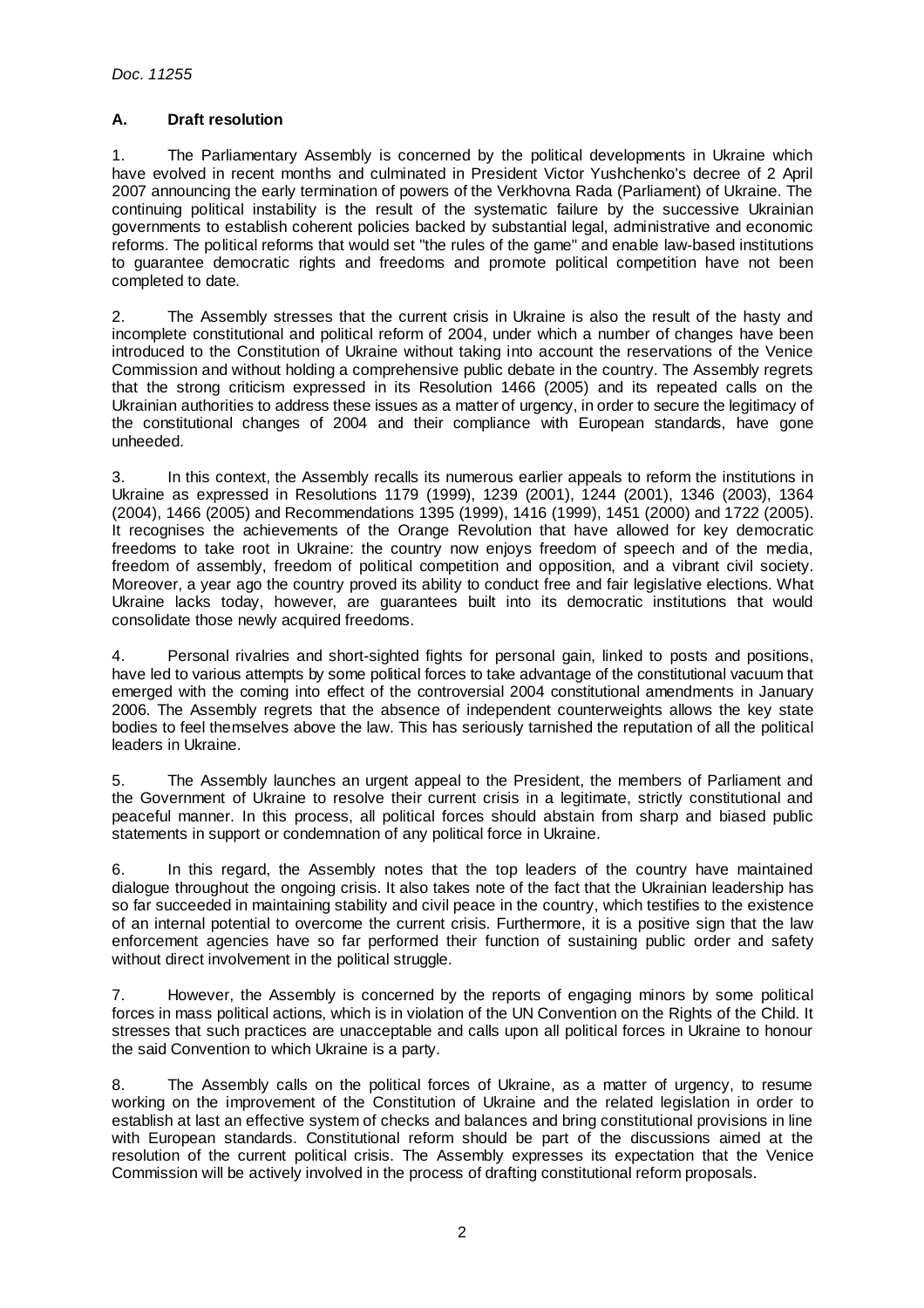## A. Draft resolution

1. The Parliamentary Assembly is concerned by the political developments in Ukraine which have evolved in recent months and culminated in President Victor Yushchenko's decree of 2 April 2007 announcing the early termination of powers of the Verkhovna Rada (Parliament) of Ukraine. The continuing political instability is the result of the systematic failure by the successive Ukrainian governments to establish coherent policies backed by substantial legal, administrative and economic reforms. The political reforms that would set "the rules of the game" and enable law-based institutions to guarantee democratic rights and freedoms and promote political competition have not been completed to date.

2. The Assembly stresses that the current crisis in Ukraine is also the result of the hasty and incomplete constitutional and political reform of 2004, under which a number of changes have been introduced to the Constitution of Ukraine without taking into account the reservations of the Venice Commission and without holding a comprehensive public debate in the country. The Assembly regrets that the strong criticism expressed in its Resolution 1466 (2005) and its repeated calls on the Ukrainian authorities to address these issues as a matter of urgency, in order to secure the legitimacy of the constitutional changes of 2004 and their compliance with European standards, have gone unheeded.

3. In this context, the Assembly recalls its numerous earlier appeals to reform the institutions in Ukraine as expressed in Resolutions 1179 (1999), 1239 (2001), 1244 (2001), 1346 (2003), 1364 (2004), 1466 (2005) and Recommendations 1395 (1999), 1416 (1999), 1451 (2000) and 1722 (2005). It recognises the achievements of the Orange Revolution that have allowed for key democratic freedoms to take root in Ukraine: the country now enjoys freedom of speech and of the media, freedom of assembly, freedom of political competition and opposition, and a vibrant civil society. Moreover, a year ago the country proved its ability to conduct free and fair legislative elections. What Ukraine lacks today, however, are guarantees built into its democratic institutions that would consolidate those newly acquired freedoms.

4. Personal rivalries and short-sighted fights for personal gain, linked to posts and positions, have led to various attempts by some political forces to take advantage of the constitutional vacuum that emerged with the coming into effect of the controversial 2004 constitutional amendments in January 2006. The Assembly regrets that the absence of independent counterweights allows the key state bodies to feel themselves above the law. This has seriously tarnished the reputation of all the political leaders in Ukraine.

5. The Assembly launches an urgent appeal to the President, the members of Parliament and the Government of Ukraine to resolve their current crisis in a legitimate, strictly constitutional and peaceful manner. In this process, all political forces should abstain from sharp and biased public statements in support or condemnation of any political force in Ukraine.

6. In this regard, the Assembly notes that the top leaders of the country have maintained dialogue throughout the ongoing crisis. It also takes note of the fact that the Ukrainian leadership has so far succeeded in maintaining stability and civil peace in the country, which testifies to the existence of an internal potential to overcome the current crisis. Furthermore, it is a positive sign that the law enforcement agencies have so far performed their function of sustaining public order and safety without direct involvement in the political struggle.

7. However, the Assembly is concerned by the reports of engaging minors by some political forces in mass political actions, which is in violation of the UN Convention on the Rights of the Child. It stresses that such practices are unacceptable and calls upon all political forces in Ukraine to honour the said Convention to which Ukraine is a party.

8. The Assembly calls on the political forces of Ukraine, as a matter of urgency, to resume working on the improvement of the Constitution of Ukraine and the related legislation in order to establish at last an effective system of checks and balances and bring constitutional provisions in line with European standards. Constitutional reform should be part of the discussions aimed at the resolution of the current political crisis. The Assembly expresses its expectation that the Venice Commission will be actively involved in the process of drafting constitutional reform proposals.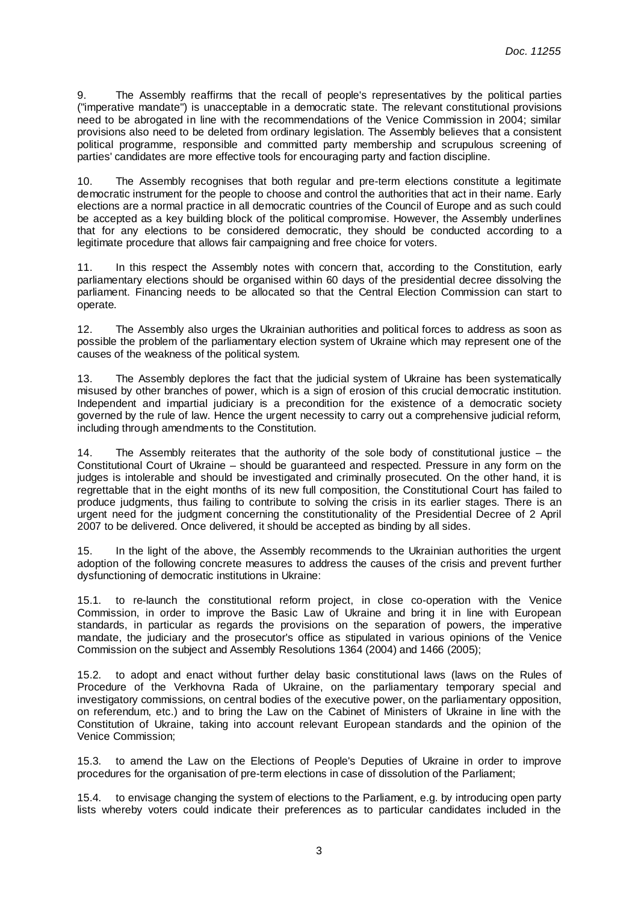9. The Assembly reaffirms that the recall of people's representatives by the political parties ("imperative mandate") is unacceptable in a democratic state. The relevant constitutional provisions need to be abrogated in line with the recommendations of the Venice Commission in 2004; similar provisions also need to be deleted from ordinary legislation. The Assembly believes that a consistent political programme, responsible and committed party membership and scrupulous screening of parties' candidates are more effective tools for encouraging party and faction discipline.

10. The Assembly recognises that both regular and pre-term elections constitute a legitimate democratic instrument for the people to choose and control the authorities that act in their name. Early elections are a normal practice in all democratic countries of the Council of Europe and as such could be accepted as a key building block of the political compromise. However, the Assembly underlines that for any elections to be considered democratic, they should be conducted according to a legitimate procedure that allows fair campaigning and free choice for voters.

11. In this respect the Assembly notes with concern that, according to the Constitution, early parliamentary elections should be organised within 60 days of the presidential decree dissolving the parliament. Financing needs to be allocated so that the Central Election Commission can start to operate.

12. The Assembly also urges the Ukrainian authorities and political forces to address as soon as possible the problem of the parliamentary election system of Ukraine which may represent one of the causes of the weakness of the political system.

13. The Assembly deplores the fact that the judicial system of Ukraine has been systematically misused by other branches of power, which is a sign of erosion of this crucial democratic institution. Independent and impartial judiciary is a precondition for the existence of a democratic society governed by the rule of law. Hence the urgent necessity to carry out a comprehensive judicial reform, including through amendments to the Constitution.

14. The Assembly reiterates that the authority of the sole body of constitutional justice – the Constitutional Court of Ukraine – should be guaranteed and respected. Pressure in any form on the judges is intolerable and should be investigated and criminally prosecuted. On the other hand, it is regrettable that in the eight months of its new full composition, the Constitutional Court has failed to produce judgments, thus failing to contribute to solving the crisis in its earlier stages. There is an urgent need for the judgment concerning the constitutionality of the Presidential Decree of 2 April 2007 to be delivered. Once delivered, it should be accepted as binding by all sides.

15. In the light of the above, the Assembly recommends to the Ukrainian authorities the urgent adoption of the following concrete measures to address the causes of the crisis and prevent further dysfunctioning of democratic institutions in Ukraine:

15.1. to re-launch the constitutional reform project, in close co-operation with the Venice Commission, in order to improve the Basic Law of Ukraine and bring it in line with European standards, in particular as regards the provisions on the separation of powers, the imperative mandate, the judiciary and the prosecutor's office as stipulated in various opinions of the Venice Commission on the subject and Assembly Resolutions 1364 (2004) and 1466 (2005);

15.2. to adopt and enact without further delay basic constitutional laws (laws on the Rules of Procedure of the Verkhovna Rada of Ukraine, on the parliamentary temporary special and investigatory commissions, on central bodies of the executive power, on the parliamentary opposition, on referendum, etc.) and to bring the Law on the Cabinet of Ministers of Ukraine in line with the Constitution of Ukraine, taking into account relevant European standards and the opinion of the Venice Commission;

15.3. to amend the Law on the Elections of People's Deputies of Ukraine in order to improve procedures for the organisation of pre-term elections in case of dissolution of the Parliament;

15.4. to envisage changing the system of elections to the Parliament, e.g. by introducing open party lists whereby voters could indicate their preferences as to particular candidates included in the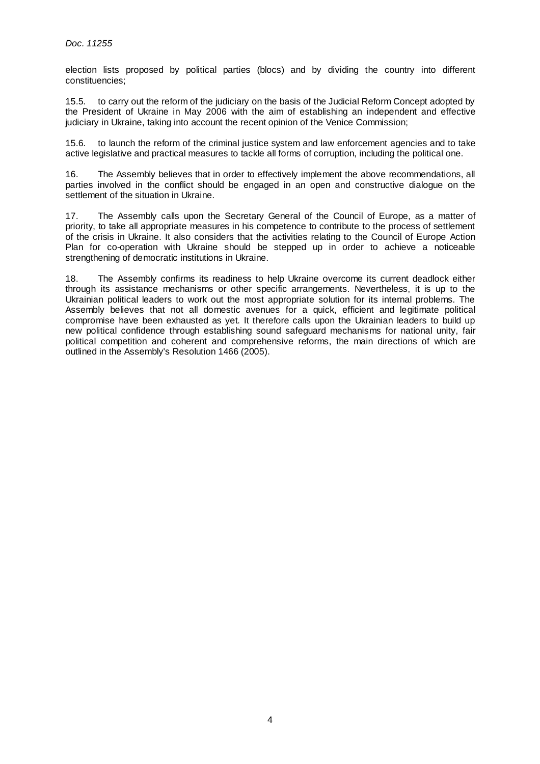election lists proposed by political parties (blocs) and by dividing the country into different constituencies;

15.5. to carry out the reform of the judiciary on the basis of the Judicial Reform Concept adopted by the President of Ukraine in May 2006 with the aim of establishing an independent and effective judiciary in Ukraine, taking into account the recent opinion of the Venice Commission;

15.6. to launch the reform of the criminal justice system and law enforcement agencies and to take active legislative and practical measures to tackle all forms of corruption, including the political one.

16. The Assembly believes that in order to effectively implement the above recommendations, all parties involved in the conflict should be engaged in an open and constructive dialogue on the settlement of the situation in Ukraine.

17. The Assembly calls upon the Secretary General of the Council of Europe, as a matter of priority, to take all appropriate measures in his competence to contribute to the process of settlement of the crisis in Ukraine. It also considers that the activities relating to the Council of Europe Action Plan for co-operation with Ukraine should be stepped up in order to achieve a noticeable strengthening of democratic institutions in Ukraine.

18. The Assembly confirms its readiness to help Ukraine overcome its current deadlock either through its assistance mechanisms or other specific arrangements. Nevertheless, it is up to the Ukrainian political leaders to work out the most appropriate solution for its internal problems. The Assembly believes that not all domestic avenues for a quick, efficient and legitimate political compromise have been exhausted as yet. It therefore calls upon the Ukrainian leaders to build up new political confidence through establishing sound safeguard mechanisms for national unity, fair political competition and coherent and comprehensive reforms, the main directions of which are outlined in the Assembly's Resolution 1466 (2005).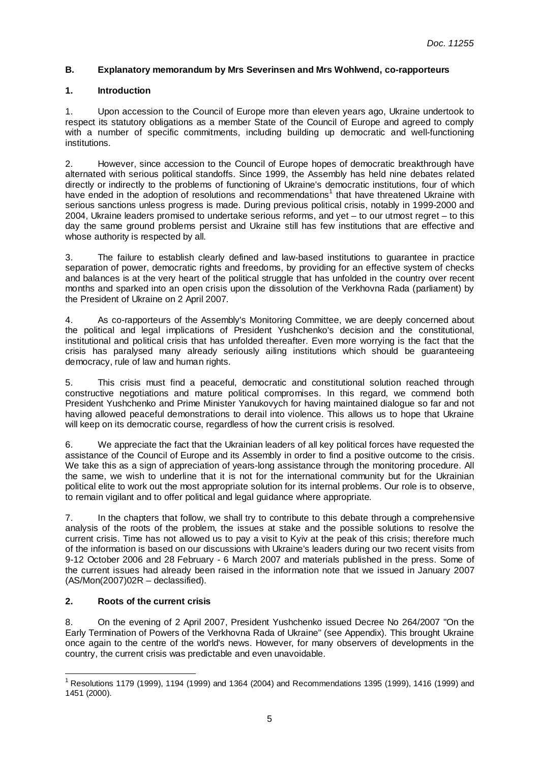## B. Explanatory memorandum by Mrs Severinsen and Mrs Wohlwend, co-rapporteurs

### 1. Introduction

1. Upon accession to the Council of Europe more than eleven years ago, Ukraine undertook to respect its statutory obligations as a member State of the Council of Europe and agreed to comply with a number of specific commitments, including building up democratic and well-functioning institutions.

2. However, since accession to the Council of Europe hopes of democratic breakthrough have alternated with serious political standoffs. Since 1999, the Assembly has held nine debates related directly or indirectly to the problems of functioning of Ukraine's democratic institutions, four of which have ended in the adoption of resolutions and recommendations[1] that have threatened Ukraine with serious sanctions unless progress is made. During previous political crisis, notably in 1999-2000 and 2004, Ukraine leaders promised to undertake serious reforms, and yet – to our utmost regret – to this day the same ground problems persist and Ukraine still has few institutions that are effective and whose authority is respected by all.

3. The failure to establish clearly defined and law-based institutions to guarantee in practice separation of power, democratic rights and freedoms, by providing for an effective system of checks and balances is at the very heart of the political struggle that has unfolded in the country over recent months and sparked into an open crisis upon the dissolution of the Verkhovna Rada (parliament) by the President of Ukraine on 2 April 2007.

4. As co-rapporteurs of the Assembly's Monitoring Committee, we are deeply concerned about the political and legal implications of President Yushchenko's decision and the constitutional, institutional and political crisis that has unfolded thereafter. Even more worrying is the fact that the crisis has paralysed many already seriously ailing institutions which should be guaranteeing democracy, rule of law and human rights.

5. This crisis must find a peaceful, democratic and constitutional solution reached through constructive negotiations and mature political compromises. In this regard, we commend both President Yushchenko and Prime Minister Yanukovych for having maintained dialogue so far and not having allowed peaceful demonstrations to derail into violence. This allows us to hope that Ukraine will keep on its democratic course, regardless of how the current crisis is resolved.

6. We appreciate the fact that the Ukrainian leaders of all key political forces have requested the assistance of the Council of Europe and its Assembly in order to find a positive outcome to the crisis. We take this as a sign of appreciation of years-long assistance through the monitoring procedure. All the same, we wish to underline that it is not for the international community but for the Ukrainian political elite to work out the most appropriate solution for its internal problems. Our role is to observe, to remain vigilant and to offer political and legal guidance where appropriate.

7. In the chapters that follow, we shall try to contribute to this debate through a comprehensive analysis of the roots of the problem, the issues at stake and the possible solutions to resolve the current crisis. Time has not allowed us to pay a visit to Kyiv at the peak of this crisis; therefore much of the information is based on our discussions with Ukraine's leaders during our two recent visits from 9-12 October 2006 and 28 February - 6 March 2007 and materials published in the press. Some of the current issues had already been raised in the information note that we issued in January 2007 (AS/Mon(2007)02R – declassified).

### 2. Roots of the current crisis

8. On the evening of 2 April 2007, President Yushchenko issued Decree No 264/2007 "On the Early Termination of Powers of the Verkhovna Rada of Ukraine" (see Appendix). This brought Ukraine once again to the centre of the world's news. However, for many observers of developments in the country, the current crisis was predictable and even unavoidable.

---

[1] Resolutions 1179 (1999), 1194 (1999) and 1364 (2004) and Recommendations 1395 (1999), 1416 (1999) and 1451 (2000).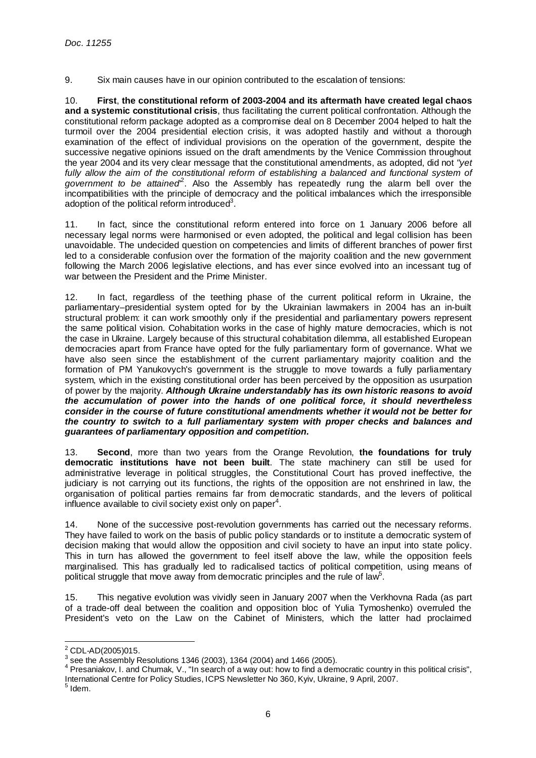9. Six main causes have in our opinion contributed to the escalation of tensions:

10. **First**, **the constitutional reform of 2003-2004 and its aftermath have created legal chaos and a systemic constitutional crisis**, thus facilitating the current political confrontation. Although the constitutional reform package adopted as a compromise deal on 8 December 2004 helped to halt the turmoil over the 2004 presidential election crisis, it was adopted hastily and without a thorough examination of the effect of individual provisions on the operation of the government, despite the successive negative opinions issued on the draft amendments by the Venice Commission throughout the year 2004 and its very clear message that the constitutional amendments, as adopted, did not *"yet fully allow the aim of the constitutional reform of establishing a balanced and functional system of government to be attained"*[2]. Also the Assembly has repeatedly rung the alarm bell over the incompatibilities with the principle of democracy and the political imbalances which the irresponsible adoption of the political reform introduced[3].

11. In fact, since the constitutional reform entered into force on 1 January 2006 before all necessary legal norms were harmonised or even adopted, the political and legal collision has been unavoidable. The undecided question on competencies and limits of different branches of power first led to a considerable confusion over the formation of the majority coalition and the new government following the March 2006 legislative elections, and has ever since evolved into an incessant tug of war between the President and the Prime Minister.

12. In fact, regardless of the teething phase of the current political reform in Ukraine, the parliamentary–presidential system opted for by the Ukrainian lawmakers in 2004 has an in-built structural problem: it can work smoothly only if the presidential and parliamentary powers represent the same political vision. Cohabitation works in the case of highly mature democracies, which is not the case in Ukraine. Largely because of this structural cohabitation dilemma, all established European democracies apart from France have opted for the fully parliamentary form of governance. What we have also seen since the establishment of the current parliamentary majority coalition and the formation of PM Yanukovych's government is the struggle to move towards a fully parliamentary system, which in the existing constitutional order has been perceived by the opposition as usurpation of power by the majority. ***Although Ukraine understandably has its own historic reasons to avoid the accumulation of power into the hands of one political force, it should nevertheless consider in the course of future constitutional amendments whether it would not be better for the country to switch to a full parliamentary system with proper checks and balances and guarantees of parliamentary opposition and competition.***

13. **Second**, more than two years from the Orange Revolution, **the foundations for truly democratic institutions have not been built**. The state machinery can still be used for administrative leverage in political struggles, the Constitutional Court has proved ineffective, the judiciary is not carrying out its functions, the rights of the opposition are not enshrined in law, the organisation of political parties remains far from democratic standards, and the levers of political influence available to civil society exist only on paper[4].

14. None of the successive post-revolution governments has carried out the necessary reforms. They have failed to work on the basis of public policy standards or to institute a democratic system of decision making that would allow the opposition and civil society to have an input into state policy. This in turn has allowed the government to feel itself above the law, while the opposition feels marginalised. This has gradually led to radicalised tactics of political competition, using means of political struggle that move away from democratic principles and the rule of law[5].

15. This negative evolution was vividly seen in January 2007 when the Verkhovna Rada (as part of a trade-off deal between the coalition and opposition bloc of Yulia Tymoshenko) overruled the President's veto on the Law on the Cabinet of Ministers, which the latter had proclaimed

---

[2] CDL-AD(2005)015.

[3] see the Assembly Resolutions 1346 (2003), 1364 (2004) and 1466 (2005).

[4] Presaniakov, I. and Chumak, V., "In search of a way out: how to find a democratic country in this political crisis", International Centre for Policy Studies, ICPS Newsletter No 360, Kyiv, Ukraine, 9 April, 2007.

[5] Idem.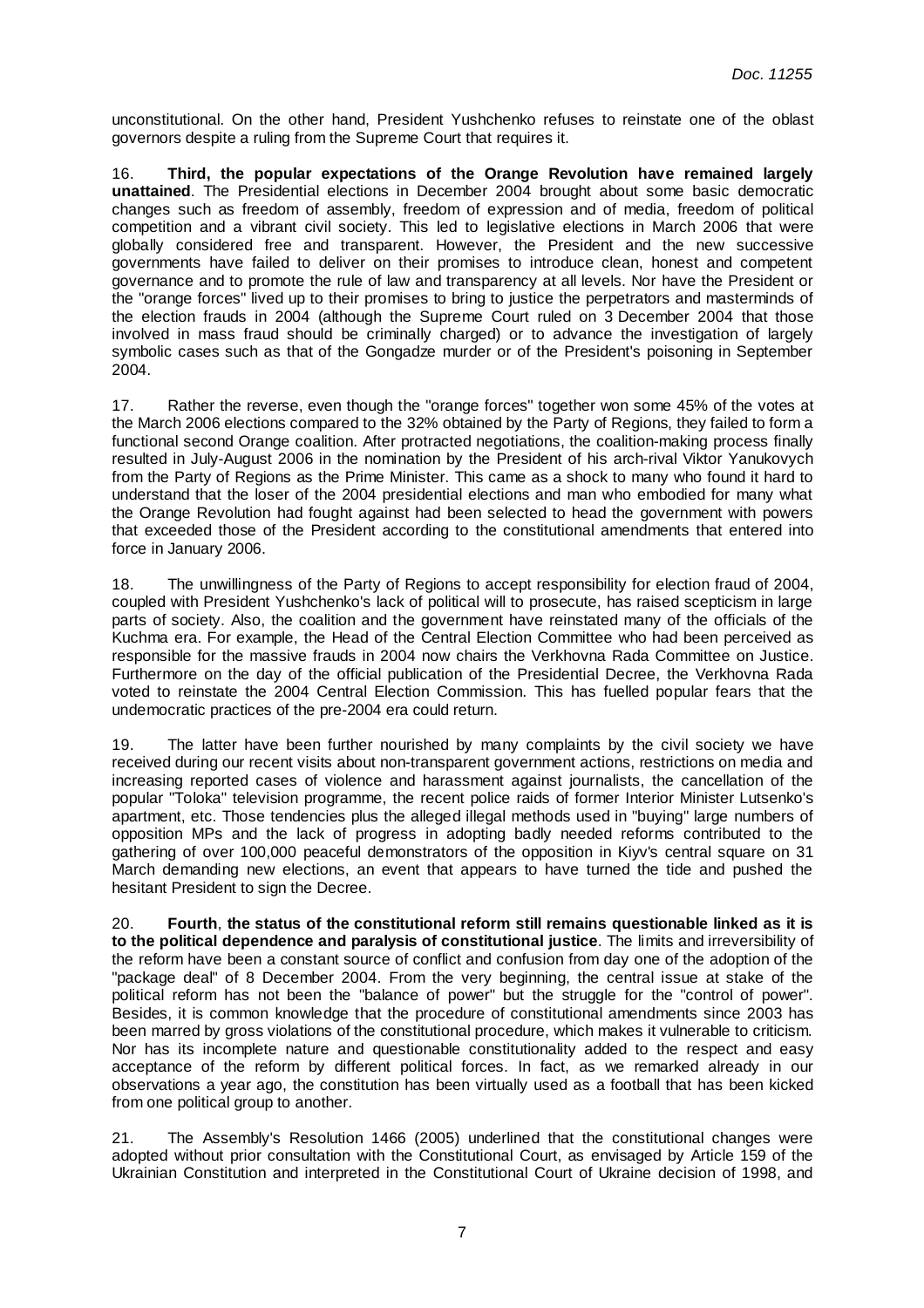unconstitutional. On the other hand, President Yushchenko refuses to reinstate one of the oblast governors despite a ruling from the Supreme Court that requires it.

16. **Third, the popular expectations of the Orange Revolution have remained largely unattained**. The Presidential elections in December 2004 brought about some basic democratic changes such as freedom of assembly, freedom of expression and of media, freedom of political competition and a vibrant civil society. This led to legislative elections in March 2006 that were globally considered free and transparent. However, the President and the new successive governments have failed to deliver on their promises to introduce clean, honest and competent governance and to promote the rule of law and transparency at all levels. Nor have the President or the "orange forces" lived up to their promises to bring to justice the perpetrators and masterminds of the election frauds in 2004 (although the Supreme Court ruled on 3 December 2004 that those involved in mass fraud should be criminally charged) or to advance the investigation of largely symbolic cases such as that of the Gongadze murder or of the President's poisoning in September 2004.

17. Rather the reverse, even though the "orange forces" together won some 45% of the votes at the March 2006 elections compared to the 32% obtained by the Party of Regions, they failed to form a functional second Orange coalition. After protracted negotiations, the coalition-making process finally resulted in July-August 2006 in the nomination by the President of his arch-rival Viktor Yanukovych from the Party of Regions as the Prime Minister. This came as a shock to many who found it hard to understand that the loser of the 2004 presidential elections and man who embodied for many what the Orange Revolution had fought against had been selected to head the government with powers that exceeded those of the President according to the constitutional amendments that entered into force in January 2006.

18. The unwillingness of the Party of Regions to accept responsibility for election fraud of 2004, coupled with President Yushchenko's lack of political will to prosecute, has raised scepticism in large parts of society. Also, the coalition and the government have reinstated many of the officials of the Kuchma era. For example, the Head of the Central Election Committee who had been perceived as responsible for the massive frauds in 2004 now chairs the Verkhovna Rada Committee on Justice. Furthermore on the day of the official publication of the Presidential Decree, the Verkhovna Rada voted to reinstate the 2004 Central Election Commission. This has fuelled popular fears that the undemocratic practices of the pre-2004 era could return.

19. The latter have been further nourished by many complaints by the civil society we have received during our recent visits about non-transparent government actions, restrictions on media and increasing reported cases of violence and harassment against journalists, the cancellation of the popular "Toloka" television programme, the recent police raids of former Interior Minister Lutsenko's apartment, etc. Those tendencies plus the alleged illegal methods used in "buying" large numbers of opposition MPs and the lack of progress in adopting badly needed reforms contributed to the gathering of over 100,000 peaceful demonstrators of the opposition in Kiyv's central square on 31 March demanding new elections, an event that appears to have turned the tide and pushed the hesitant President to sign the Decree.

20. **Fourth**, **the status of the constitutional reform still remains questionable linked as it is to the political dependence and paralysis of constitutional justice**. The limits and irreversibility of the reform have been a constant source of conflict and confusion from day one of the adoption of the "package deal" of 8 December 2004. From the very beginning, the central issue at stake of the political reform has not been the "balance of power" but the struggle for the "control of power". Besides, it is common knowledge that the procedure of constitutional amendments since 2003 has been marred by gross violations of the constitutional procedure, which makes it vulnerable to criticism. Nor has its incomplete nature and questionable constitutionality added to the respect and easy acceptance of the reform by different political forces. In fact, as we remarked already in our observations a year ago, the constitution has been virtually used as a football that has been kicked from one political group to another.

21. The Assembly's Resolution 1466 (2005) underlined that the constitutional changes were adopted without prior consultation with the Constitutional Court, as envisaged by Article 159 of the Ukrainian Constitution and interpreted in the Constitutional Court of Ukraine decision of 1998, and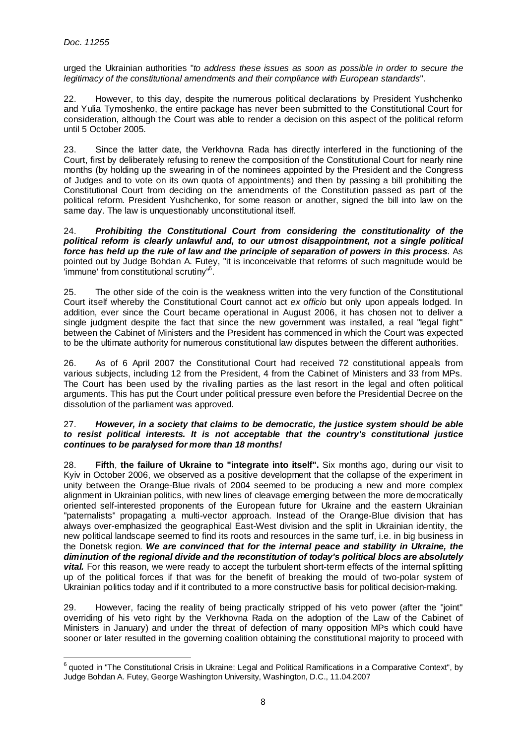urged the Ukrainian authorities "*to address these issues as soon as possible in order to secure the legitimacy of the constitutional amendments and their compliance with European standards*".

22. However, to this day, despite the numerous political declarations by President Yushchenko and Yulia Tymoshenko, the entire package has never been submitted to the Constitutional Court for consideration, although the Court was able to render a decision on this aspect of the political reform until 5 October 2005.

23. Since the latter date, the Verkhovna Rada has directly interfered in the functioning of the Court, first by deliberately refusing to renew the composition of the Constitutional Court for nearly nine months (by holding up the swearing in of the nominees appointed by the President and the Congress of Judges and to vote on its own quota of appointments) and then by passing a bill prohibiting the Constitutional Court from deciding on the amendments of the Constitution passed as part of the political reform. President Yushchenko, for some reason or another, signed the bill into law on the same day. The law is unquestionably unconstitutional itself.

24. ***Prohibiting the Constitutional Court from considering the constitutionality of the political reform is clearly unlawful and, to our utmost disappointment, not a single political force has held up the rule of law and the principle of separation of powers in this process***. As pointed out by Judge Bohdan A. Futey, "it is inconceivable that reforms of such magnitude would be 'immune' from constitutional scrutiny"[6].

25. The other side of the coin is the weakness written into the very function of the Constitutional Court itself whereby the Constitutional Court cannot act *ex officio* but only upon appeals lodged. In addition, ever since the Court became operational in August 2006, it has chosen not to deliver a single judgment despite the fact that since the new government was installed, a real "legal fight" between the Cabinet of Ministers and the President has commenced in which the Court was expected to be the ultimate authority for numerous constitutional law disputes between the different authorities.

26. As of 6 April 2007 the Constitutional Court had received 72 constitutional appeals from various subjects, including 12 from the President, 4 from the Cabinet of Ministers and 33 from MPs. The Court has been used by the rivalling parties as the last resort in the legal and often political arguments. This has put the Court under political pressure even before the Presidential Decree on the dissolution of the parliament was approved.

27. ***However, in a society that claims to be democratic, the justice system should be able to resist political interests. It is not acceptable that the country's constitutional justice continues to be paralysed for more than 18 months!***

28. **Fifth**, **the failure of Ukraine to "integrate into itself".** Six months ago, during our visit to Kyiv in October 2006, we observed as a positive development that the collapse of the experiment in unity between the Orange-Blue rivals of 2004 seemed to be producing a new and more complex alignment in Ukrainian politics, with new lines of cleavage emerging between the more democratically oriented self-interested proponents of the European future for Ukraine and the eastern Ukrainian "paternalists" propagating a multi-vector approach. Instead of the Orange-Blue division that has always over-emphasized the geographical East-West division and the split in Ukrainian identity, the new political landscape seemed to find its roots and resources in the same turf, i.e. in big business in the Donetsk region. ***We are convinced that for the internal peace and stability in Ukraine, the diminution of the regional divide and the reconstitution of today's political blocs are absolutely vital.*** For this reason, we were ready to accept the turbulent short-term effects of the internal splitting up of the political forces if that was for the benefit of breaking the mould of two-polar system of Ukrainian politics today and if it contributed to a more constructive basis for political decision-making.

29. However, facing the reality of being practically stripped of his veto power (after the "joint" overriding of his veto right by the Verkhovna Rada on the adoption of the Law of the Cabinet of Ministers in January) and under the threat of defection of many opposition MPs which could have sooner or later resulted in the governing coalition obtaining the constitutional majority to proceed with

---

[6] quoted in "The Constitutional Crisis in Ukraine: Legal and Political Ramifications in a Comparative Context", by Judge Bohdan A. Futey, George Washington University, Washington, D.C., 11.04.2007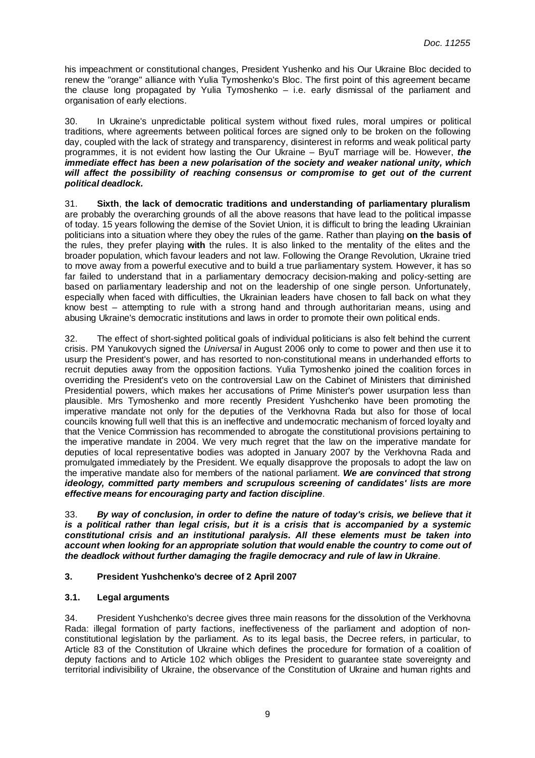his impeachment or constitutional changes, President Yushenko and his Our Ukraine Bloc decided to renew the "orange" alliance with Yulia Tymoshenko's Bloc. The first point of this agreement became the clause long propagated by Yulia Tymoshenko – i.e. early dismissal of the parliament and organisation of early elections.

30. In Ukraine's unpredictable political system without fixed rules, moral umpires or political traditions, where agreements between political forces are signed only to be broken on the following day, coupled with the lack of strategy and transparency, disinterest in reforms and weak political party programmes, it is not evident how lasting the Our Ukraine – ByuT marriage will be. However, ***the immediate effect has been a new polarisation of the society and weaker national unity, which will affect the possibility of reaching consensus or compromise to get out of the current political deadlock.***

31. **Sixth**, **the lack of democratic traditions and understanding of parliamentary pluralism** are probably the overarching grounds of all the above reasons that have lead to the political impasse of today. 15 years following the demise of the Soviet Union, it is difficult to bring the leading Ukrainian politicians into a situation where they obey the rules of the game. Rather than playing **on the basis of** the rules, they prefer playing **with** the rules. It is also linked to the mentality of the elites and the broader population, which favour leaders and not law. Following the Orange Revolution, Ukraine tried to move away from a powerful executive and to build a true parliamentary system. However, it has so far failed to understand that in a parliamentary democracy decision-making and policy-setting are based on parliamentary leadership and not on the leadership of one single person. Unfortunately, especially when faced with difficulties, the Ukrainian leaders have chosen to fall back on what they know best – attempting to rule with a strong hand and through authoritarian means, using and abusing Ukraine's democratic institutions and laws in order to promote their own political ends.

32. The effect of short-sighted political goals of individual politicians is also felt behind the current crisis. PM Yanukovych signed the *Universal* in August 2006 only to come to power and then use it to usurp the President's power, and has resorted to non-constitutional means in underhanded efforts to recruit deputies away from the opposition factions. Yulia Tymoshenko joined the coalition forces in overriding the President's veto on the controversial Law on the Cabinet of Ministers that diminished Presidential powers, which makes her accusations of Prime Minister's power usurpation less than plausible. Mrs Tymoshenko and more recently President Yushchenko have been promoting the imperative mandate not only for the deputies of the Verkhovna Rada but also for those of local councils knowing full well that this is an ineffective and undemocratic mechanism of forced loyalty and that the Venice Commission has recommended to abrogate the constitutional provisions pertaining to the imperative mandate in 2004. We very much regret that the law on the imperative mandate for deputies of local representative bodies was adopted in January 2007 by the Verkhovna Rada and promulgated immediately by the President. We equally disapprove the proposals to adopt the law on the imperative mandate also for members of the national parliament. ***We are convinced that strong ideology, committed party members and scrupulous screening of candidates' lists are more effective means for encouraging party and faction discipline***.

33. ***By way of conclusion, in order to define the nature of today's crisis, we believe that it is a political rather than legal crisis, but it is a crisis that is accompanied by a systemic constitutional crisis and an institutional paralysis. All these elements must be taken into account when looking for an appropriate solution that would enable the country to come out of the deadlock without further damaging the fragile democracy and rule of law in Ukraine***.

## 3. President Yushchenko's decree of 2 April 2007

### 3.1. Legal arguments

34. President Yushchenko's decree gives three main reasons for the dissolution of the Verkhovna Rada: illegal formation of party factions, ineffectiveness of the parliament and adoption of non-constitutional legislation by the parliament. As to its legal basis, the Decree refers, in particular, to Article 83 of the Constitution of Ukraine which defines the procedure for formation of a coalition of deputy factions and to Article 102 which obliges the President to guarantee state sovereignty and territorial indivisibility of Ukraine, the observance of the Constitution of Ukraine and human rights and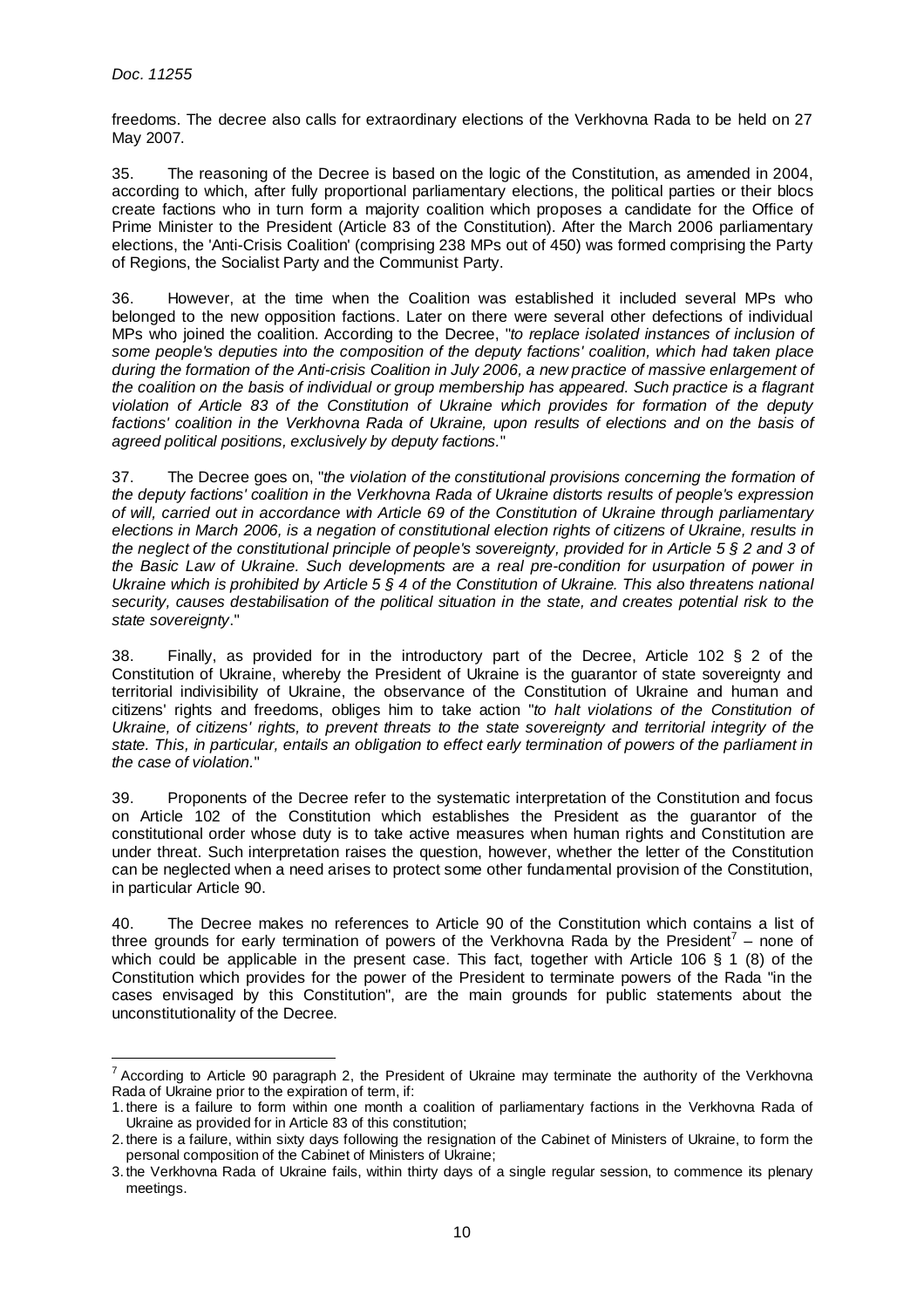freedoms. The decree also calls for extraordinary elections of the Verkhovna Rada to be held on 27 May 2007.

35. The reasoning of the Decree is based on the logic of the Constitution, as amended in 2004, according to which, after fully proportional parliamentary elections, the political parties or their blocs create factions who in turn form a majority coalition which proposes a candidate for the Office of Prime Minister to the President (Article 83 of the Constitution). After the March 2006 parliamentary elections, the 'Anti-Crisis Coalition' (comprising 238 MPs out of 450) was formed comprising the Party of Regions, the Socialist Party and the Communist Party.

36. However, at the time when the Coalition was established it included several MPs who belonged to the new opposition factions. Later on there were several other defections of individual MPs who joined the coalition. According to the Decree, "*to replace isolated instances of inclusion of some people's deputies into the composition of the deputy factions' coalition, which had taken place during the formation of the Anti-crisis Coalition in July 2006, a new practice of massive enlargement of the coalition on the basis of individual or group membership has appeared. Such practice is a flagrant violation of Article 83 of the Constitution of Ukraine which provides for formation of the deputy factions' coalition in the Verkhovna Rada of Ukraine, upon results of elections and on the basis of agreed political positions, exclusively by deputy factions.*"

37. The Decree goes on, "*the violation of the constitutional provisions concerning the formation of the deputy factions' coalition in the Verkhovna Rada of Ukraine distorts results of people's expression of will, carried out in accordance with Article 69 of the Constitution of Ukraine through parliamentary elections in March 2006, is a negation of constitutional election rights of citizens of Ukraine, results in the neglect of the constitutional principle of people's sovereignty, provided for in Article 5 § 2 and 3 of the Basic Law of Ukraine. Such developments are a real pre-condition for usurpation of power in Ukraine which is prohibited by Article 5 § 4 of the Constitution of Ukraine. This also threatens national security, causes destabilisation of the political situation in the state, and creates potential risk to the state sovereignty*."

38. Finally, as provided for in the introductory part of the Decree, Article 102 § 2 of the Constitution of Ukraine, whereby the President of Ukraine is the guarantor of state sovereignty and territorial indivisibility of Ukraine, the observance of the Constitution of Ukraine and human and citizens' rights and freedoms, obliges him to take action "*to halt violations of the Constitution of Ukraine, of citizens' rights, to prevent threats to the state sovereignty and territorial integrity of the state. This, in particular, entails an obligation to effect early termination of powers of the parliament in the case of violation.*"

39. Proponents of the Decree refer to the systematic interpretation of the Constitution and focus on Article 102 of the Constitution which establishes the President as the guarantor of the constitutional order whose duty is to take active measures when human rights and Constitution are under threat. Such interpretation raises the question, however, whether the letter of the Constitution can be neglected when a need arises to protect some other fundamental provision of the Constitution, in particular Article 90.

40. The Decree makes no references to Article 90 of the Constitution which contains a list of three grounds for early termination of powers of the Verkhovna Rada by the President[7] – none of which could be applicable in the present case. This fact, together with Article 106 § 1 (8) of the Constitution which provides for the power of the President to terminate powers of the Rada "in the cases envisaged by this Constitution", are the main grounds for public statements about the unconstitutionality of the Decree.

---

[7] According to Article 90 paragraph 2, the President of Ukraine may terminate the authority of the Verkhovna Rada of Ukraine prior to the expiration of term, if:

1. there is a failure to form within one month a coalition of parliamentary factions in the Verkhovna Rada of Ukraine as provided for in Article 83 of this constitution;
2. there is a failure, within sixty days following the resignation of the Cabinet of Ministers of Ukraine, to form the personal composition of the Cabinet of Ministers of Ukraine;
3. the Verkhovna Rada of Ukraine fails, within thirty days of a single regular session, to commence its plenary meetings.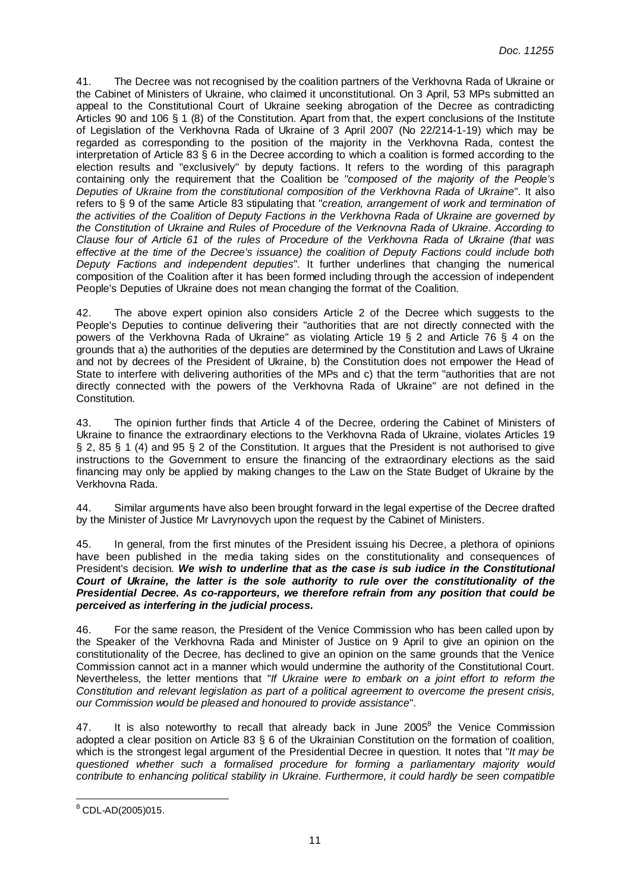41. The Decree was not recognised by the coalition partners of the Verkhovna Rada of Ukraine or the Cabinet of Ministers of Ukraine, who claimed it unconstitutional. On 3 April, 53 MPs submitted an appeal to the Constitutional Court of Ukraine seeking abrogation of the Decree as contradicting Articles 90 and 106 § 1 (8) of the Constitution. Apart from that, the expert conclusions of the Institute of Legislation of the Verkhovna Rada of Ukraine of 3 April 2007 (No 22/214-1-19) which may be regarded as corresponding to the position of the majority in the Verkhovna Rada, contest the interpretation of Article 83 § 6 in the Decree according to which a coalition is formed according to the election results and "exclusively" by deputy factions. It refers to the wording of this paragraph containing only the requirement that the Coalition be "*composed of the majority of the People's Deputies of Ukraine from the constitutional composition of the Verkhovna Rada of Ukraine*". It also refers to § 9 of the same Article 83 stipulating that "*creation, arrangement of work and termination of the activities of the Coalition of Deputy Factions in the Verkhovna Rada of Ukraine are governed by the Constitution of Ukraine and Rules of Procedure of the Verknovna Rada of Ukraine. According to Clause four of Article 61 of the rules of Procedure of the Verkhovna Rada of Ukraine (that was effective at the time of the Decree's issuance) the coalition of Deputy Factions could include both Deputy Factions and independent deputies*". It further underlines that changing the numerical composition of the Coalition after it has been formed including through the accession of independent People's Deputies of Ukraine does not mean changing the format of the Coalition.

42. The above expert opinion also considers Article 2 of the Decree which suggests to the People's Deputies to continue delivering their "authorities that are not directly connected with the powers of the Verkhovna Rada of Ukraine" as violating Article 19 § 2 and Article 76 § 4 on the grounds that a) the authorities of the deputies are determined by the Constitution and Laws of Ukraine and not by decrees of the President of Ukraine, b) the Constitution does not empower the Head of State to interfere with delivering authorities of the MPs and c) that the term "authorities that are not directly connected with the powers of the Verkhovna Rada of Ukraine" are not defined in the Constitution.

43. The opinion further finds that Article 4 of the Decree, ordering the Cabinet of Ministers of Ukraine to finance the extraordinary elections to the Verkhovna Rada of Ukraine, violates Articles 19 § 2, 85 § 1 (4) and 95 § 2 of the Constitution. It argues that the President is not authorised to give instructions to the Government to ensure the financing of the extraordinary elections as the said financing may only be applied by making changes to the Law on the State Budget of Ukraine by the Verkhovna Rada.

44. Similar arguments have also been brought forward in the legal expertise of the Decree drafted by the Minister of Justice Mr Lavrynovych upon the request by the Cabinet of Ministers.

45. In general, from the first minutes of the President issuing his Decree, a plethora of opinions have been published in the media taking sides on the constitutionality and consequences of President's decision. ***We wish to underline that as the case is sub iudice in the Constitutional Court of Ukraine, the latter is the sole authority to rule over the constitutionality of the Presidential Decree. As co-rapporteurs, we therefore refrain from any position that could be perceived as interfering in the judicial process.***

46. For the same reason, the President of the Venice Commission who has been called upon by the Speaker of the Verkhovna Rada and Minister of Justice on 9 April to give an opinion on the constitutionality of the Decree, has declined to give an opinion on the same grounds that the Venice Commission cannot act in a manner which would undermine the authority of the Constitutional Court. Nevertheless, the letter mentions that "*If Ukraine were to embark on a joint effort to reform the Constitution and relevant legislation as part of a political agreement to overcome the present crisis, our Commission would be pleased and honoured to provide assistance*".

47. It is also noteworthy to recall that already back in June 2005[8] the Venice Commission adopted a clear position on Article 83 § 6 of the Ukrainian Constitution on the formation of coalition, which is the strongest legal argument of the Presidential Decree in question. It notes that "*It may be questioned whether such a formalised procedure for forming a parliamentary majority would contribute to enhancing political stability in Ukraine. Furthermore, it could hardly be seen compatible*

---

[8] CDL-AD(2005)015.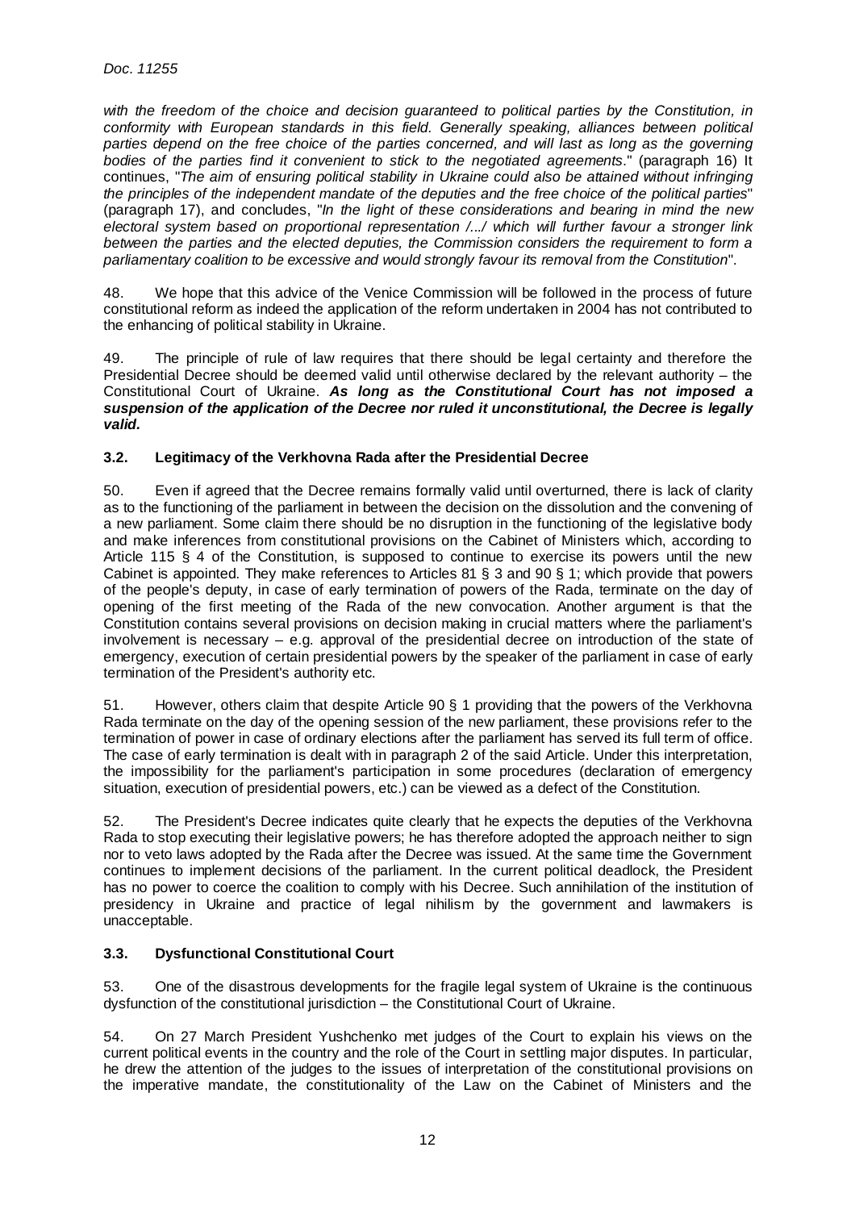*with the freedom of the choice and decision guaranteed to political parties by the Constitution, in conformity with European standards in this field. Generally speaking, alliances between political parties depend on the free choice of the parties concerned, and will last as long as the governing bodies of the parties find it convenient to stick to the negotiated agreements*." (paragraph 16) It continues, "*The aim of ensuring political stability in Ukraine could also be attained without infringing the principles of the independent mandate of the deputies and the free choice of the political parties*" (paragraph 17), and concludes, "*In the light of these considerations and bearing in mind the new electoral system based on proportional representation /.../ which will further favour a stronger link between the parties and the elected deputies, the Commission considers the requirement to form a parliamentary coalition to be excessive and would strongly favour its removal from the Constitution*".

48. We hope that this advice of the Venice Commission will be followed in the process of future constitutional reform as indeed the application of the reform undertaken in 2004 has not contributed to the enhancing of political stability in Ukraine.

49. The principle of rule of law requires that there should be legal certainty and therefore the Presidential Decree should be deemed valid until otherwise declared by the relevant authority – the Constitutional Court of Ukraine. ***As long as the Constitutional Court has not imposed a suspension of the application of the Decree nor ruled it unconstitutional, the Decree is legally valid.***

### 3.2. Legitimacy of the Verkhovna Rada after the Presidential Decree

50. Even if agreed that the Decree remains formally valid until overturned, there is lack of clarity as to the functioning of the parliament in between the decision on the dissolution and the convening of a new parliament. Some claim there should be no disruption in the functioning of the legislative body and make inferences from constitutional provisions on the Cabinet of Ministers which, according to Article 115 § 4 of the Constitution, is supposed to continue to exercise its powers until the new Cabinet is appointed. They make references to Articles 81 § 3 and 90 § 1; which provide that powers of the people's deputy, in case of early termination of powers of the Rada, terminate on the day of opening of the first meeting of the Rada of the new convocation. Another argument is that the Constitution contains several provisions on decision making in crucial matters where the parliament's involvement is necessary – e.g. approval of the presidential decree on introduction of the state of emergency, execution of certain presidential powers by the speaker of the parliament in case of early termination of the President's authority etc.

51. However, others claim that despite Article 90 § 1 providing that the powers of the Verkhovna Rada terminate on the day of the opening session of the new parliament, these provisions refer to the termination of power in case of ordinary elections after the parliament has served its full term of office. The case of early termination is dealt with in paragraph 2 of the said Article. Under this interpretation, the impossibility for the parliament's participation in some procedures (declaration of emergency situation, execution of presidential powers, etc.) can be viewed as a defect of the Constitution.

52. The President's Decree indicates quite clearly that he expects the deputies of the Verkhovna Rada to stop executing their legislative powers; he has therefore adopted the approach neither to sign nor to veto laws adopted by the Rada after the Decree was issued. At the same time the Government continues to implement decisions of the parliament. In the current political deadlock, the President has no power to coerce the coalition to comply with his Decree. Such annihilation of the institution of presidency in Ukraine and practice of legal nihilism by the government and lawmakers is unacceptable.

### 3.3. Dysfunctional Constitutional Court

53. One of the disastrous developments for the fragile legal system of Ukraine is the continuous dysfunction of the constitutional jurisdiction – the Constitutional Court of Ukraine.

54. On 27 March President Yushchenko met judges of the Court to explain his views on the current political events in the country and the role of the Court in settling major disputes. In particular, he drew the attention of the judges to the issues of interpretation of the constitutional provisions on the imperative mandate, the constitutionality of the Law on the Cabinet of Ministers and the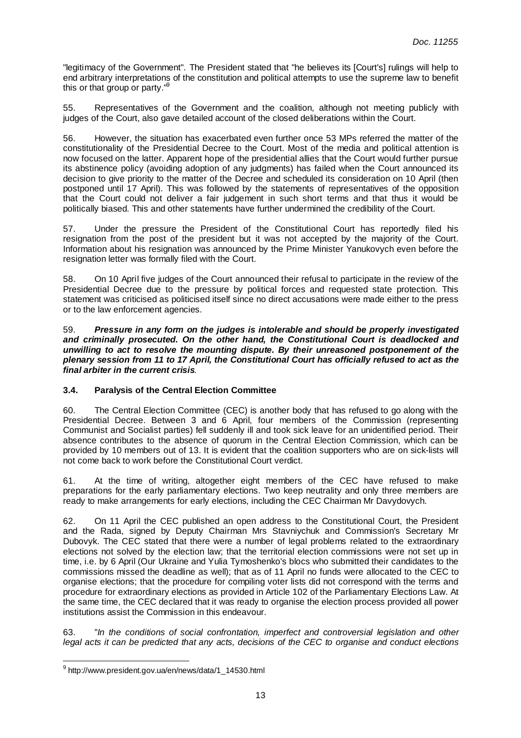"legitimacy of the Government". The President stated that "he believes its [Court's] rulings will help to end arbitrary interpretations of the constitution and political attempts to use the supreme law to benefit this or that group or party."[9]

55. Representatives of the Government and the coalition, although not meeting publicly with judges of the Court, also gave detailed account of the closed deliberations within the Court.

56. However, the situation has exacerbated even further once 53 MPs referred the matter of the constitutionality of the Presidential Decree to the Court. Most of the media and political attention is now focused on the latter. Apparent hope of the presidential allies that the Court would further pursue its abstinence policy (avoiding adoption of any judgments) has failed when the Court announced its decision to give priority to the matter of the Decree and scheduled its consideration on 10 April (then postponed until 17 April). This was followed by the statements of representatives of the opposition that the Court could not deliver a fair judgement in such short terms and that thus it would be politically biased. This and other statements have further undermined the credibility of the Court.

57. Under the pressure the President of the Constitutional Court has reportedly filed his resignation from the post of the president but it was not accepted by the majority of the Court. Information about his resignation was announced by the Prime Minister Yanukovych even before the resignation letter was formally filed with the Court.

58. On 10 April five judges of the Court announced their refusal to participate in the review of the Presidential Decree due to the pressure by political forces and requested state protection. This statement was criticised as politicised itself since no direct accusations were made either to the press or to the law enforcement agencies.

59. ***Pressure in any form on the judges is intolerable and should be properly investigated and criminally prosecuted. On the other hand, the Constitutional Court is deadlocked and unwilling to act to resolve the mounting dispute. By their unreasoned postponement of the plenary session from 11 to 17 April, the Constitutional Court has officially refused to act as the final arbiter in the current crisis.***

### 3.4. Paralysis of the Central Election Committee

60. The Central Election Committee (CEC) is another body that has refused to go along with the Presidential Decree. Between 3 and 6 April, four members of the Commission (representing Communist and Socialist parties) fell suddenly ill and took sick leave for an unidentified period. Their absence contributes to the absence of quorum in the Central Election Commission, which can be provided by 10 members out of 13. It is evident that the coalition supporters who are on sick-lists will not come back to work before the Constitutional Court verdict.

61. At the time of writing, altogether eight members of the CEC have refused to make preparations for the early parliamentary elections. Two keep neutrality and only three members are ready to make arrangements for early elections, including the CEC Chairman Mr Davydovych.

62. On 11 April the CEC published an open address to the Constitutional Court, the President and the Rada, signed by Deputy Chairman Mrs Stavniychuk and Commission's Secretary Mr Dubovyk. The CEC stated that there were a number of legal problems related to the extraordinary elections not solved by the election law; that the territorial election commissions were not set up in time, i.e. by 6 April (Our Ukraine and Yulia Tymoshenko's blocs who submitted their candidates to the commissions missed the deadline as well); that as of 11 April no funds were allocated to the CEC to organise elections; that the procedure for compiling voter lists did not correspond with the terms and procedure for extraordinary elections as provided in Article 102 of the Parliamentary Elections Law. At the same time, the CEC declared that it was ready to organise the election process provided all power institutions assist the Commission in this endeavour.

63. "*In the conditions of social confrontation, imperfect and controversial legislation and other legal acts it can be predicted that any acts, decisions of the CEC to organise and conduct elections*

---

[9] http://www.president.gov.ua/en/news/data/1_14530.html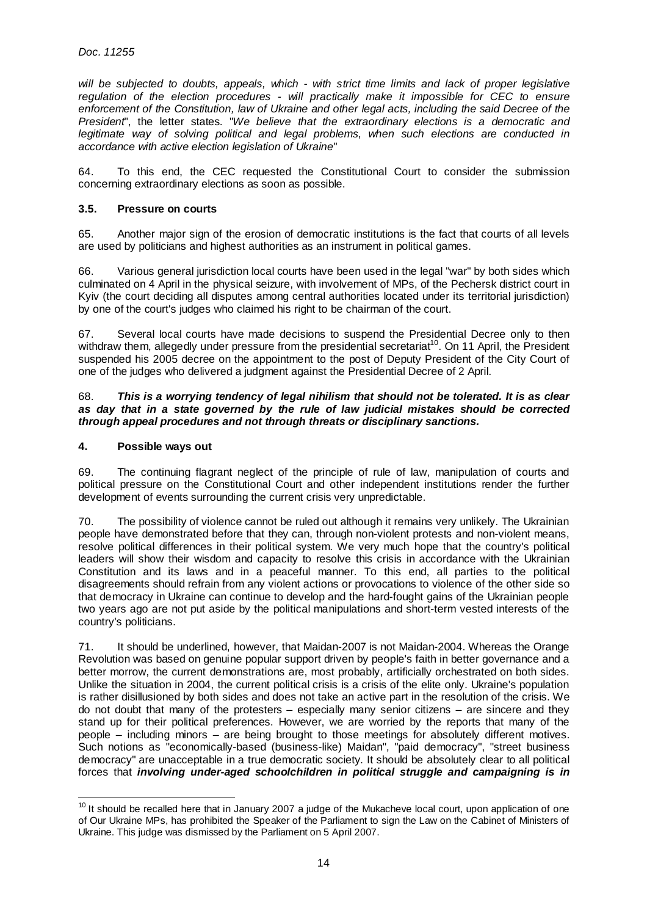*will be subjected to doubts, appeals, which - with strict time limits and lack of proper legislative regulation of the election procedures - will practically make it impossible for CEC to ensure enforcement of the Constitution, law of Ukraine and other legal acts, including the said Decree of the President*", the letter states. "*We believe that the extraordinary elections is a democratic and legitimate way of solving political and legal problems, when such elections are conducted in accordance with active election legislation of Ukraine*"

64. To this end, the CEC requested the Constitutional Court to consider the submission concerning extraordinary elections as soon as possible.

### 3.5. Pressure on courts

65. Another major sign of the erosion of democratic institutions is the fact that courts of all levels are used by politicians and highest authorities as an instrument in political games.

66. Various general jurisdiction local courts have been used in the legal "war" by both sides which culminated on 4 April in the physical seizure, with involvement of MPs, of the Pechersk district court in Kyiv (the court deciding all disputes among central authorities located under its territorial jurisdiction) by one of the court's judges who claimed his right to be chairman of the court.

67. Several local courts have made decisions to suspend the Presidential Decree only to then withdraw them, allegedly under pressure from the presidential secretariat[10]. On 11 April, the President suspended his 2005 decree on the appointment to the post of Deputy President of the City Court of one of the judges who delivered a judgment against the Presidential Decree of 2 April.

68. ***This is a worrying tendency of legal nihilism that should not be tolerated. It is as clear as day that in a state governed by the rule of law judicial mistakes should be corrected through appeal procedures and not through threats or disciplinary sanctions.***

## 4. Possible ways out

69. The continuing flagrant neglect of the principle of rule of law, manipulation of courts and political pressure on the Constitutional Court and other independent institutions render the further development of events surrounding the current crisis very unpredictable.

70. The possibility of violence cannot be ruled out although it remains very unlikely. The Ukrainian people have demonstrated before that they can, through non-violent protests and non-violent means, resolve political differences in their political system. We very much hope that the country's political leaders will show their wisdom and capacity to resolve this crisis in accordance with the Ukrainian Constitution and its laws and in a peaceful manner. To this end, all parties to the political disagreements should refrain from any violent actions or provocations to violence of the other side so that democracy in Ukraine can continue to develop and the hard-fought gains of the Ukrainian people two years ago are not put aside by the political manipulations and short-term vested interests of the country's politicians.

71. It should be underlined, however, that Maidan-2007 is not Maidan-2004. Whereas the Orange Revolution was based on genuine popular support driven by people's faith in better governance and a better morrow, the current demonstrations are, most probably, artificially orchestrated on both sides. Unlike the situation in 2004, the current political crisis is a crisis of the elite only. Ukraine's population is rather disillusioned by both sides and does not take an active part in the resolution of the crisis. We do not doubt that many of the protesters – especially many senior citizens – are sincere and they stand up for their political preferences. However, we are worried by the reports that many of the people – including minors – are being brought to those meetings for absolutely different motives. Such notions as "economically-based (business-like) Maidan", "paid democracy", "street business democracy" are unacceptable in a true democratic society. It should be absolutely clear to all political forces that ***involving under-aged schoolchildren in political struggle and campaigning is in***

---

[10] It should be recalled here that in January 2007 a judge of the Mukacheve local court, upon application of one of Our Ukraine MPs, has prohibited the Speaker of the Parliament to sign the Law on the Cabinet of Ministers of Ukraine. This judge was dismissed by the Parliament on 5 April 2007.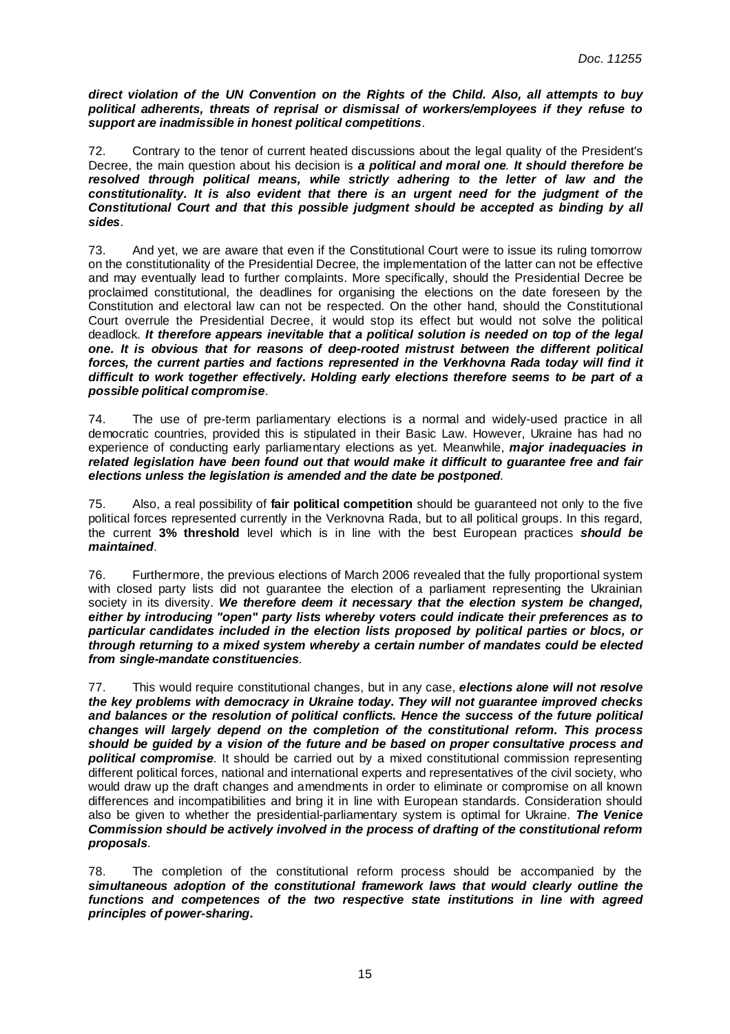***direct violation of the UN Convention on the Rights of the Child. Also, all attempts to buy political adherents, threats of reprisal or dismissal of workers/employees if they refuse to support are inadmissible in honest political competitions***.

72. Contrary to the tenor of current heated discussions about the legal quality of the President's Decree, the main question about his decision is ***a political and moral one***. ***It should therefore be resolved through political means, while strictly adhering to the letter of law and the constitutionality. It is also evident that there is an urgent need for the judgment of the Constitutional Court and that this possible judgment should be accepted as binding by all sides***.

73. And yet, we are aware that even if the Constitutional Court were to issue its ruling tomorrow on the constitutionality of the Presidential Decree, the implementation of the latter can not be effective and may eventually lead to further complaints. More specifically, should the Presidential Decree be proclaimed constitutional, the deadlines for organising the elections on the date foreseen by the Constitution and electoral law can not be respected. On the other hand, should the Constitutional Court overrule the Presidential Decree, it would stop its effect but would not solve the political deadlock. ***It therefore appears inevitable that a political solution is needed on top of the legal one. It is obvious that for reasons of deep-rooted mistrust between the different political forces, the current parties and factions represented in the Verkhovna Rada today will find it difficult to work together effectively. Holding early elections therefore seems to be part of a possible political compromise***.

74. The use of pre-term parliamentary elections is a normal and widely-used practice in all democratic countries, provided this is stipulated in their Basic Law. However, Ukraine has had no experience of conducting early parliamentary elections as yet. Meanwhile, ***major inadequacies in related legislation have been found out that would make it difficult to guarantee free and fair elections unless the legislation is amended and the date be postponed***.

75. Also, a real possibility of **fair political competition** should be guaranteed not only to the five political forces represented currently in the Verknovna Rada, but to all political groups. In this regard, the current **3% threshold** level which is in line with the best European practices ***should be maintained***.

76. Furthermore, the previous elections of March 2006 revealed that the fully proportional system with closed party lists did not guarantee the election of a parliament representing the Ukrainian society in its diversity. ***We therefore deem it necessary that the election system be changed, either by introducing "open" party lists whereby voters could indicate their preferences as to particular candidates included in the election lists proposed by political parties or blocs, or through returning to a mixed system whereby a certain number of mandates could be elected from single-mandate constituencies***.

77. This would require constitutional changes, but in any case, ***elections alone will not resolve the key problems with democracy in Ukraine today. They will not guarantee improved checks and balances or the resolution of political conflicts. Hence the success of the future political changes will largely depend on the completion of the constitutional reform. This process should be guided by a vision of the future and be based on proper consultative process and political compromise***. It should be carried out by a mixed constitutional commission representing different political forces, national and international experts and representatives of the civil society, who would draw up the draft changes and amendments in order to eliminate or compromise on all known differences and incompatibilities and bring it in line with European standards. Consideration should also be given to whether the presidential-parliamentary system is optimal for Ukraine. ***The Venice Commission should be actively involved in the process of drafting of the constitutional reform proposals***.

78. The completion of the constitutional reform process should be accompanied by the ***simultaneous adoption of the constitutional framework laws that would clearly outline the functions and competences of the two respective state institutions in line with agreed principles of power-sharing*****.**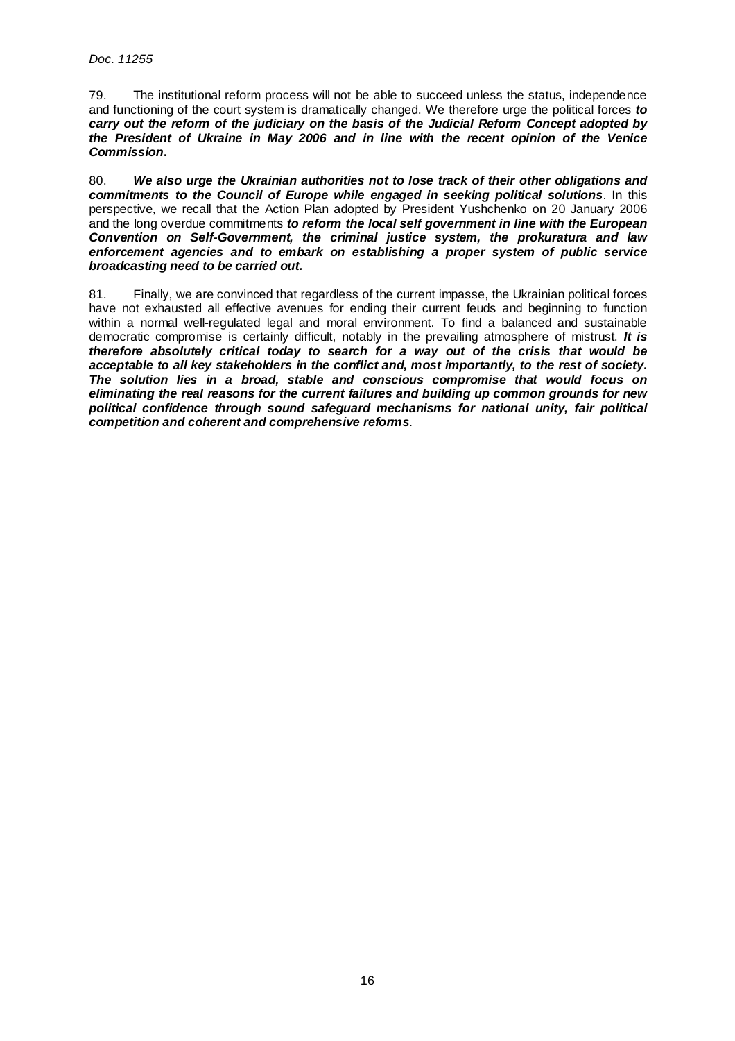79. The institutional reform process will not be able to succeed unless the status, independence and functioning of the court system is dramatically changed. We therefore urge the political forces ***to carry out the reform of the judiciary on the basis of the Judicial Reform Concept adopted by the President of Ukraine in May 2006 and in line with the recent opinion of the Venice Commission*.**

80. ***We also urge the Ukrainian authorities not to lose track of their other obligations and commitments to the Council of Europe while engaged in seeking political solutions***. In this perspective, we recall that the Action Plan adopted by President Yushchenko on 20 January 2006 and the long overdue commitments ***to reform the local self government in line with the European Convention on Self-Government, the criminal justice system, the prokuratura and law enforcement agencies and to embark on establishing a proper system of public service broadcasting need to be carried out.***

81. Finally, we are convinced that regardless of the current impasse, the Ukrainian political forces have not exhausted all effective avenues for ending their current feuds and beginning to function within a normal well-regulated legal and moral environment. To find a balanced and sustainable democratic compromise is certainly difficult, notably in the prevailing atmosphere of mistrust. ***It is therefore absolutely critical today to search for a way out of the crisis that would be acceptable to all key stakeholders in the conflict and, most importantly, to the rest of society. The solution lies in a broad, stable and conscious compromise that would focus on eliminating the real reasons for the current failures and building up common grounds for new political confidence through sound safeguard mechanisms for national unity, fair political competition and coherent and comprehensive reforms***.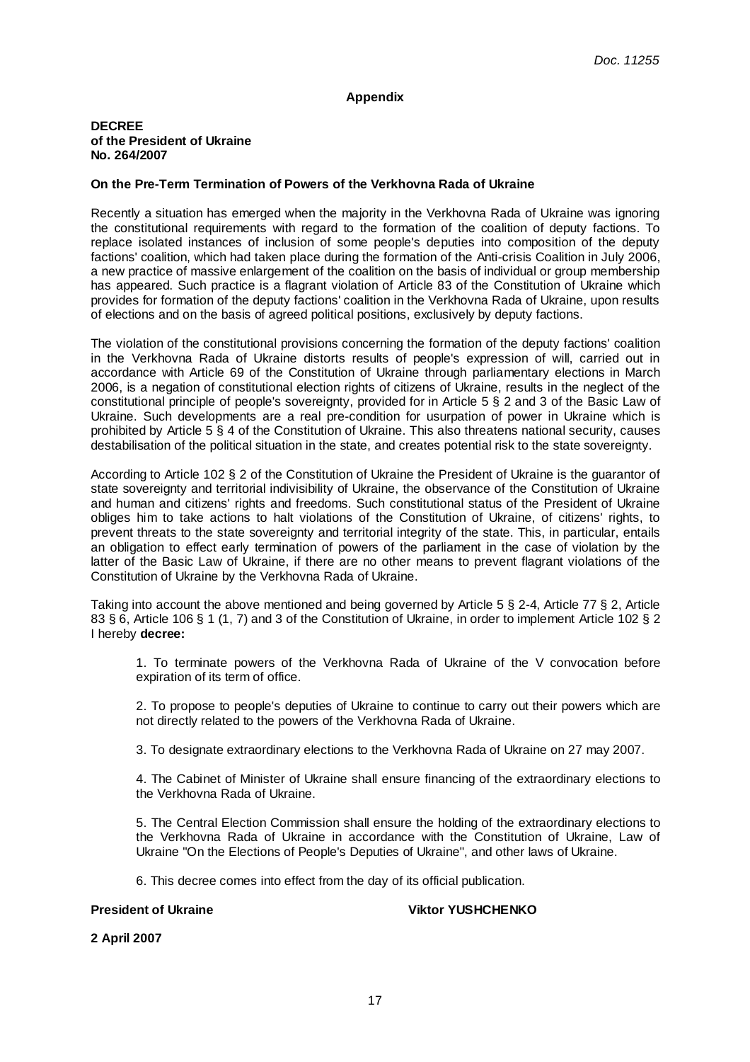## Appendix

**DECREE**
**of the President of Ukraine**
**No. 264/2007**

**On the Pre-Term Termination of Powers of the Verkhovna Rada of Ukraine**

Recently a situation has emerged when the majority in the Verkhovna Rada of Ukraine was ignoring the constitutional requirements with regard to the formation of the coalition of deputy factions. To replace isolated instances of inclusion of some people's deputies into composition of the deputy factions' coalition, which had taken place during the formation of the Anti-crisis Coalition in July 2006, a new practice of massive enlargement of the coalition on the basis of individual or group membership has appeared. Such practice is a flagrant violation of Article 83 of the Constitution of Ukraine which provides for formation of the deputy factions' coalition in the Verkhovna Rada of Ukraine, upon results of elections and on the basis of agreed political positions, exclusively by deputy factions.

The violation of the constitutional provisions concerning the formation of the deputy factions' coalition in the Verkhovna Rada of Ukraine distorts results of people's expression of will, carried out in accordance with Article 69 of the Constitution of Ukraine through parliamentary elections in March 2006, is a negation of constitutional election rights of citizens of Ukraine, results in the neglect of the constitutional principle of people's sovereignty, provided for in Article 5 § 2 and 3 of the Basic Law of Ukraine. Such developments are a real pre-condition for usurpation of power in Ukraine which is prohibited by Article 5 § 4 of the Constitution of Ukraine. This also threatens national security, causes destabilisation of the political situation in the state, and creates potential risk to the state sovereignty.

According to Article 102 § 2 of the Constitution of Ukraine the President of Ukraine is the guarantor of state sovereignty and territorial indivisibility of Ukraine, the observance of the Constitution of Ukraine and human and citizens' rights and freedoms. Such constitutional status of the President of Ukraine obliges him to take actions to halt violations of the Constitution of Ukraine, of citizens' rights, to prevent threats to the state sovereignty and territorial integrity of the state. This, in particular, entails an obligation to effect early termination of powers of the parliament in the case of violation by the latter of the Basic Law of Ukraine, if there are no other means to prevent flagrant violations of the Constitution of Ukraine by the Verkhovna Rada of Ukraine.

Taking into account the above mentioned and being governed by Article 5 § 2-4, Article 77 § 2, Article 83 § 6, Article 106 § 1 (1, 7) and 3 of the Constitution of Ukraine, in order to implement Article 102 § 2 I hereby **decree:**

1. To terminate powers of the Verkhovna Rada of Ukraine of the V convocation before expiration of its term of office.

2. To propose to people's deputies of Ukraine to continue to carry out their powers which are not directly related to the powers of the Verkhovna Rada of Ukraine.

3. To designate extraordinary elections to the Verkhovna Rada of Ukraine on 27 may 2007.

4. The Cabinet of Minister of Ukraine shall ensure financing of the extraordinary elections to the Verkhovna Rada of Ukraine.

5. The Central Election Commission shall ensure the holding of the extraordinary elections to the Verkhovna Rada of Ukraine in accordance with the Constitution of Ukraine, Law of Ukraine "On the Elections of People's Deputies of Ukraine", and other laws of Ukraine.

6. This decree comes into effect from the day of its official publication.

**President of Ukraine** **Viktor YUSHCHENKO**

**2 April 2007**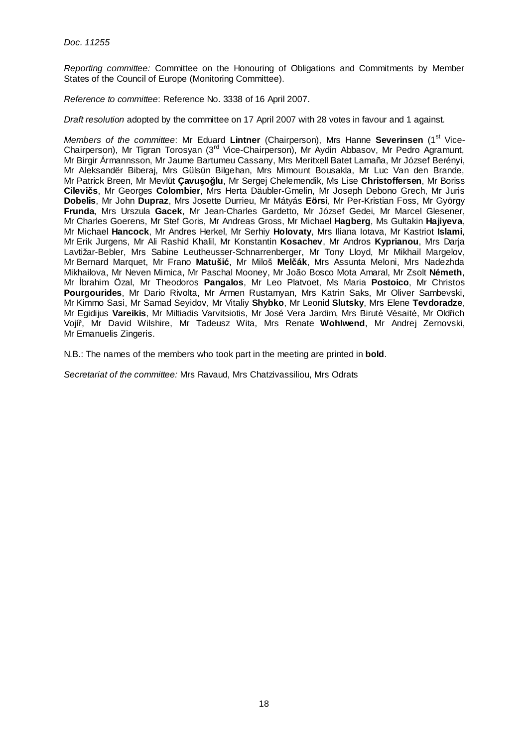*Doc. 11255*

*Reporting committee:* Committee on the Honouring of Obligations and Commitments by Member States of the Council of Europe (Monitoring Committee).

*Reference to committee*: Reference No. 3338 of 16 April 2007.

*Draft resolution* adopted by the committee on 17 April 2007 with 28 votes in favour and 1 against.

*Members of the committee*: Mr Eduard **Lintner** (Chairperson), Mrs Hanne **Severinsen** (1st Vice-Chairperson), Mr Tigran Torosyan (3rd Vice-Chairperson), Mr Aydin Abbasov, Mr Pedro Agramunt, Mr Birgir Ármannsson, Mr Jaume Bartumeu Cassany, Mrs Meritxell Batet Lamaña, Mr József Berényi, Mr Aleksandër Biberaj, Mrs Gülsün Bilgehan, Mrs Mimount Bousakla, Mr Luc Van den Brande, Mr Patrick Breen, Mr Mevlüt **Çavuşoğlu**, Mr Sergej Chelemendik, Ms Lise **Christoffersen**, Mr Boriss **Cilevičs**, Mr Georges **Colombier**, Mrs Herta Däubler-Gmelin, Mr Joseph Debono Grech, Mr Juris **Dobelis**, Mr John **Dupraz**, Mrs Josette Durrieu, Mr Mátyás **Eörsi**, Mr Per-Kristian Foss, Mr György **Frunda**, Mrs Urszula **Gacek**, Mr Jean-Charles Gardetto, Mr József Gedei, Mr Marcel Glesener, Mr Charles Goerens, Mr Stef Goris, Mr Andreas Gross, Mr Michael **Hagberg**, Ms Gultakin **Hajiyeva**, Mr Michael **Hancock**, Mr Andres Herkel, Mr Serhiy **Holovaty**, Mrs Iliana Iotava, Mr Kastriot **Islami**, Mr Erik Jurgens, Mr Ali Rashid Khalil, Mr Konstantin **Kosachev**, Mr Andros **Kyprianou**, Mrs Darja Lavtižar-Bebler, Mrs Sabine Leutheusser-Schnarrenberger, Mr Tony Lloyd, Mr Mikhail Margelov, Mr Bernard Marquet, Mr Frano **Matušić**, Mr Miloš **Melčák**, Mrs Assunta Meloni, Mrs Nadezhda Mikhailova, Mr Neven Mimica, Mr Paschal Mooney, Mr João Bosco Mota Amaral, Mr Zsolt **Németh**, Mr İbrahim Özal, Mr Theodoros **Pangalos**, Mr Leo Platvoet, Ms Maria **Postoico**, Mr Christos **Pourgourides**, Mr Dario Rivolta, Mr Armen Rustamyan, Mrs Katrin Saks, Mr Oliver Sambevski, Mr Kimmo Sasi, Mr Samad Seyidov, Mr Vitaliy **Shybko**, Mr Leonid **Slutsky**, Mrs Elene **Tevdoradze**, Mr Egidijus **Vareikis**, Mr Miltiadis Varvitsiotis, Mr José Vera Jardim, Mrs Birutė Vėsaitė, Mr Oldřich Vojíř, Mr David Wilshire, Mr Tadeusz Wita, Mrs Renate **Wohlwend**, Mr Andrej Zernovski, Mr Emanuelis Zingeris.

N.B.: The names of the members who took part in the meeting are printed in **bold**.

*Secretariat of the committee:* Mrs Ravaud, Mrs Chatzivassiliou, Mrs Odrats